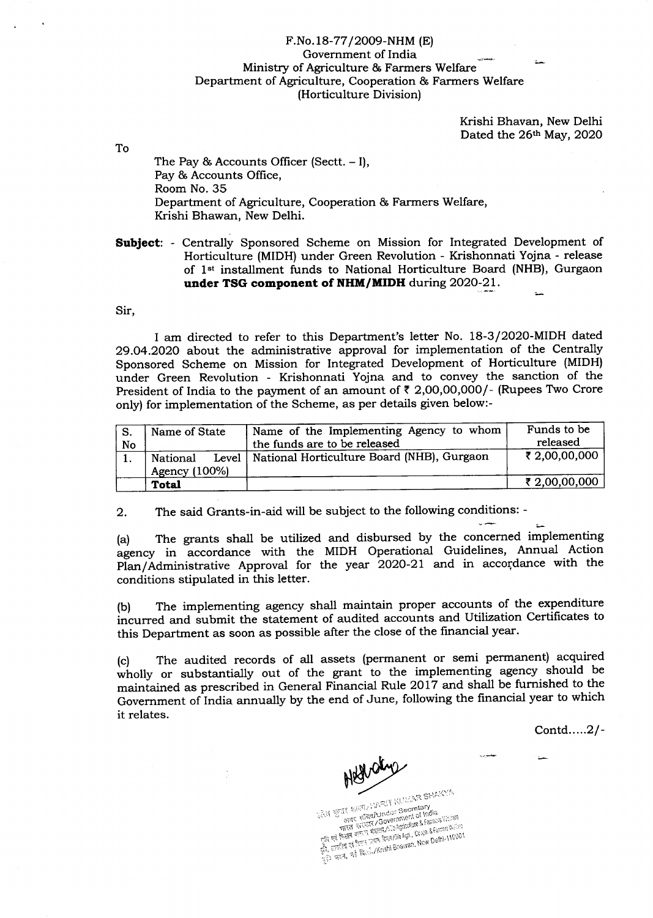F.No.18-77/2009-NHM (E)
Government of India
Ministry of Agriculture & Farmers Welfare
Department of Agriculture, Cooperation & Farmers Welfare
(Horticulture Division)

Krishi Bhavan, New Delhi
Dated the 26th May, 2020

To

The Pay & Accounts Officer (Sectt. – I),
Pay & Accounts Office,
Room No. 35
Department of Agriculture, Cooperation & Farmers Welfare,
Krishi Bhawan, New Delhi.

**Subject**: - Centrally Sponsored Scheme on Mission for Integrated Development of Horticulture (MIDH) under Green Revolution - Krishonnati Yojna - release of 1st installment funds to National Horticulture Board (NHB), Gurgaon **under TSG component of NHM/MIDH** during 2020-21.

Sir,

I am directed to refer to this Department's letter No. 18-3/2020-MIDH dated 29.04.2020 about the administrative approval for implementation of the Centrally Sponsored Scheme on Mission for Integrated Development of Horticulture (MIDH) under Green Revolution - Krishonnati Yojna and to convey the sanction of the President of India to the payment of an amount of ₹ 2,00,00,000/- (Rupees Two Crore only) for implementation of the Scheme, as per details given below:-

| S. No | Name of State | Name of the Implementing Agency to whom the funds are to be released | Funds to be released |
|---|---|---|---|
| 1. | National Level Agency (100%) | National Horticulture Board (NHB), Gurgaon | ₹ 2,00,00,000 |
| | **Total** | | ₹ 2,00,00,000 |

2. The said Grants-in-aid will be subject to the following conditions: -

(a) The grants shall be utilized and disbursed by the concerned implementing agency in accordance with the MIDH Operational Guidelines, Annual Action Plan/Administrative Approval for the year 2020-21 and in accordance with the conditions stipulated in this letter.

(b) The implementing agency shall maintain proper accounts of the expenditure incurred and submit the statement of audited accounts and Utilization Certificates to this Department as soon as possible after the close of the financial year.

(c) The audited records of all assets (permanent or semi permanent) acquired wholly or substantially out of the grant to the implementing agency should be maintained as prescribed in General Financial Rule 2017 and shall be furnished to the Government of India annually by the end of June, following the financial year to which it relates.

Contd.....2/-

HARIT KUMAR SHAKYA
Under Secretary
Government of India
Ministry of Agriculture & Farmers Welfare
D/o Agri., Coopn. & Farmers Welfare
Krishi Bhawan, New Delhi-110001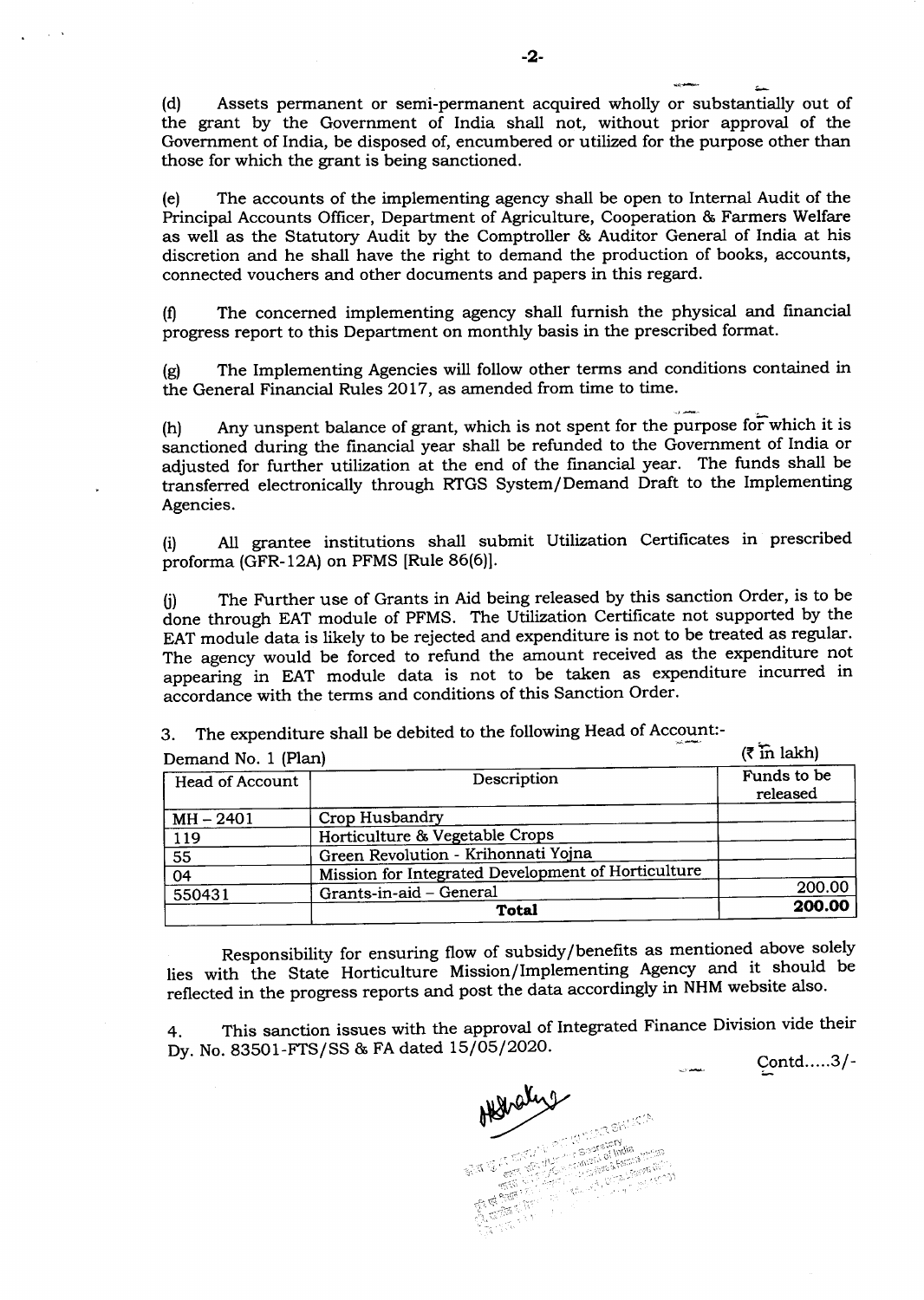(d) Assets permanent or semi-permanent acquired wholly or substantially out of the grant by the Government of India shall not, without prior approval of the Government of India, be disposed of, encumbered or utilized for the purpose other than those for which the grant is being sanctioned.

(e) The accounts of the implementing agency shall be open to Internal Audit of the Principal Accounts Officer, Department of Agriculture, Cooperation & Farmers Welfare as well as the Statutory Audit by the Comptroller & Auditor General of India at his discretion and he shall have the right to demand the production of books, accounts, connected vouchers and other documents and papers in this regard.

(f) The concerned implementing agency shall furnish the physical and financial progress report to this Department on monthly basis in the prescribed format.

(g) The Implementing Agencies will follow other terms and conditions contained in the General Financial Rules 2017, as amended from time to time.

(h) Any unspent balance of grant, which is not spent for the purpose for which it is sanctioned during the financial year shall be refunded to the Government of India or adjusted for further utilization at the end of the financial year. The funds shall be transferred electronically through RTGS System/Demand Draft to the Implementing Agencies.

(i) All grantee institutions shall submit Utilization Certificates in prescribed proforma (GFR-12A) on PFMS [Rule 86(6)].

(j) The Further use of Grants in Aid being released by this sanction Order, is to be done through EAT module of PFMS. The Utilization Certificate not supported by the EAT module data is likely to be rejected and expenditure is not to be treated as regular. The agency would be forced to refund the amount received as the expenditure not appearing in EAT module data is not to be taken as expenditure incurred in accordance with the terms and conditions of this Sanction Order.

3. The expenditure shall be debited to the following Head of Account:-

Demand No. 1 (Plan) (₹ in lakh)

| Head of Account | Description | Funds to be released |
|---|---|---|
| MH – 2401 | Crop Husbandry | |
| 119 | Horticulture & Vegetable Crops | |
| 55 | Green Revolution - Krihonnati Yojna | |
| 04 | Mission for Integrated Development of Horticulture | |
| 550431 | Grants-in-aid – General | 200.00 |
| | **Total** | **200.00** |

Responsibility for ensuring flow of subsidy/benefits as mentioned above solely lies with the State Horticulture Mission/Implementing Agency and it should be reflected in the progress reports and post the data accordingly in NHM website also.

4. This sanction issues with the approval of Integrated Finance Division vide their Dy. No. 83501-FTS/SS & FA dated 15/05/2020.

Contd.....3/-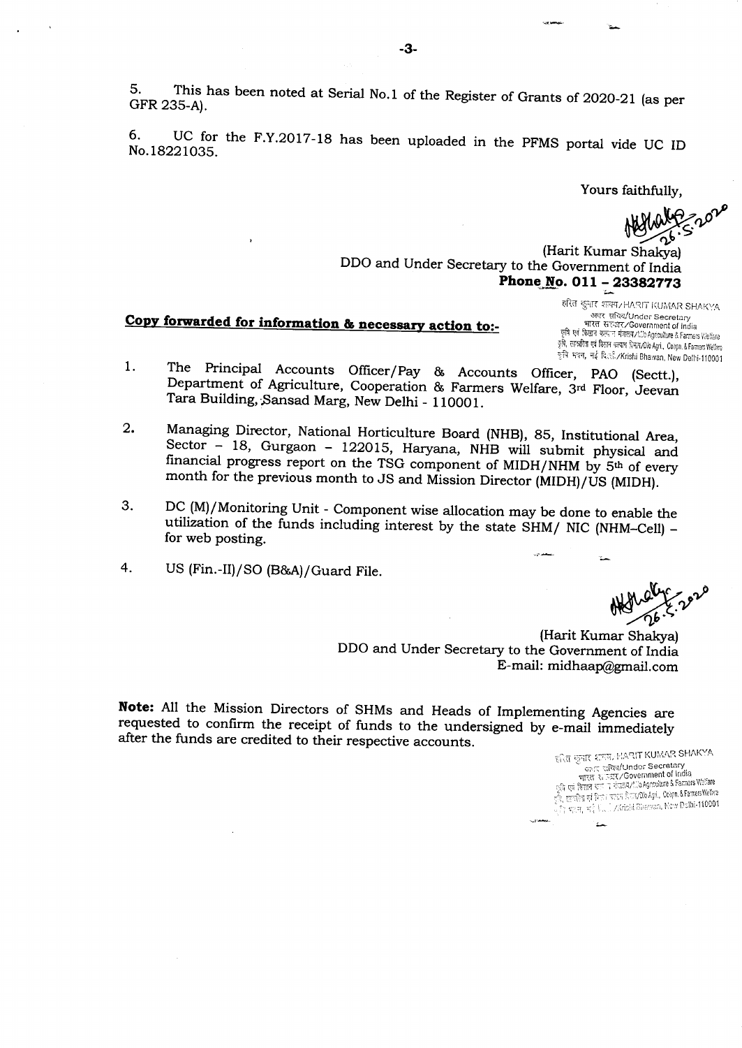5. This has been noted at Serial No.1 of the Register of Grants of 2020-21 (as per GFR 235-A).

6. UC for the F.Y.2017-18 has been uploaded in the PFMS portal vide UC ID No.18221035.

Yours faithfully,

26.5.2020

(Harit Kumar Shakya)
DDO and Under Secretary to the Government of India
**Phone No. 011 – 23382773**

हरित कुमार शाक्य/HARIT KUMAR SHAKYA
अवर सचिव/Under Secretary
भारत सरकार/Government of India
कृषि एवं किसान कल्याण मंत्रालय/M/o Agriculture & Farmers Welfare
कृषि, सहकारिता एवं किसान कल्याण विभाग/D/o Agri., Coopn. & Farmers Welfare
कृषि भवन, नई दिल्ली/Krishi Bhawan, New Delhi-110001

**Copy forwarded for information & necessary action to:-**

1. The Principal Accounts Officer/Pay & Accounts Officer, PAO (Sectt.), Department of Agriculture, Cooperation & Farmers Welfare, 3rd Floor, Jeevan Tara Building, Sansad Marg, New Delhi - 110001.

2. Managing Director, National Horticulture Board (NHB), 85, Institutional Area, Sector – 18, Gurgaon – 122015, Haryana, NHB will submit physical and financial progress report on the TSG component of MIDH/NHM by 5th of every month for the previous month to JS and Mission Director (MIDH)/US (MIDH).

3. DC (M)/Monitoring Unit - Component wise allocation may be done to enable the utilization of the funds including interest by the state SHM/ NIC (NHM–Cell) – for web posting.

4. US (Fin.-II)/SO (B&A)/Guard File.

26.5.2020

(Harit Kumar Shakya)
DDO and Under Secretary to the Government of India
E-mail: midhaap@gmail.com

**Note:** All the Mission Directors of SHMs and Heads of Implementing Agencies are requested to confirm the receipt of funds to the undersigned by e-mail immediately after the funds are credited to their respective accounts.

हरित कुमार शाक्य/HARIT KUMAR SHAKYA
अवर सचिव/Under Secretary
भारत सरकार/Government of India
कृषि एवं किसान कल्याण मंत्रालय/M/o Agriculture & Farmers Welfare
कृषि, सहकारिता एवं किसान कल्याण विभाग/D/o Agri., Coopn. & Farmers Welfare
कृषि भवन, नई दिल्ली/Krishi Bhawan, New Delhi-110001